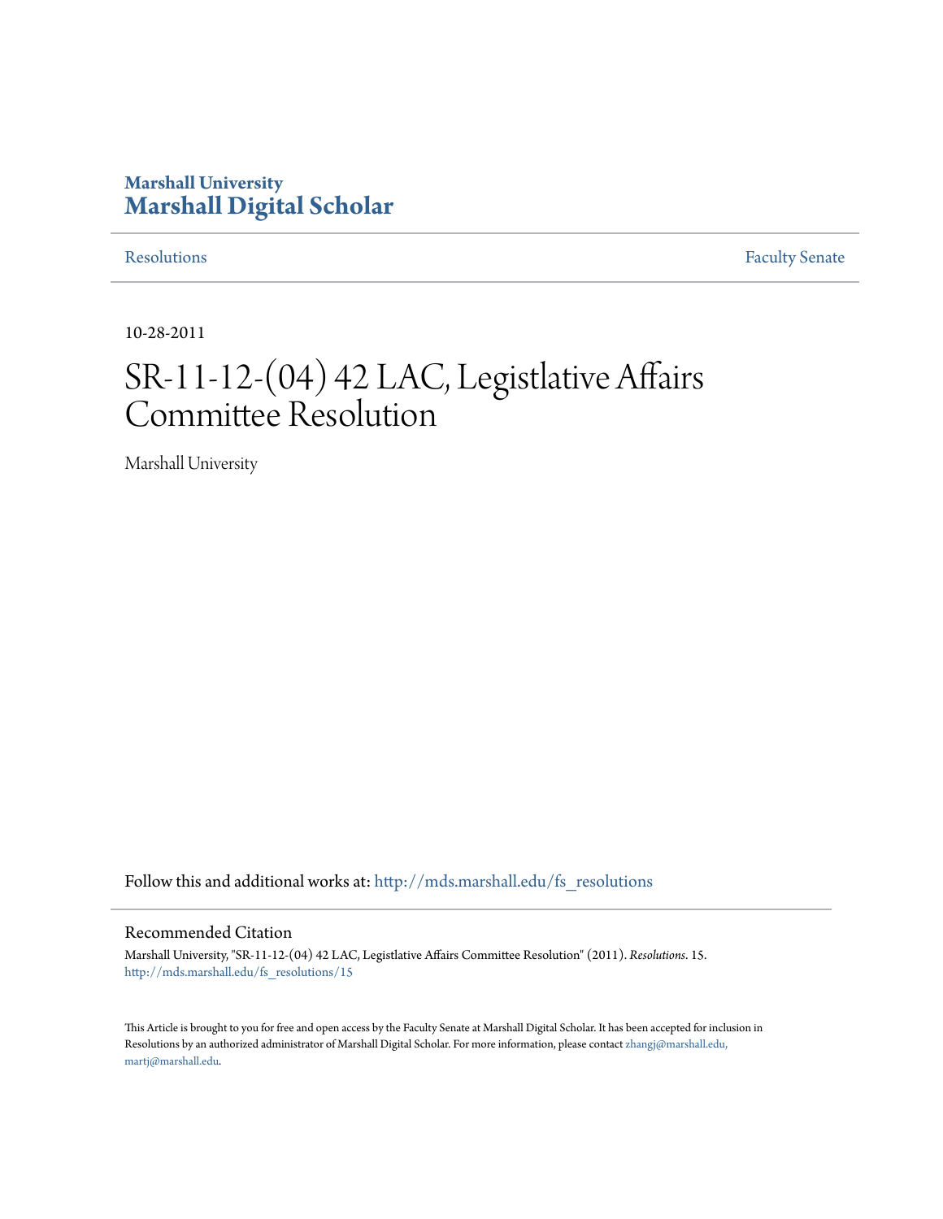**Marshall University**
# Marshall Digital Scholar

Resolutions | Faculty Senate

10-28-2011

# SR-11-12-(04) 42 LAC, Legistlative Affairs Committee Resolution

Marshall University

Follow this and additional works at: http://mds.marshall.edu/fs_resolutions

## Recommended Citation

Marshall University, "SR-11-12-(04) 42 LAC, Legistlative Affairs Committee Resolution" (2011). *Resolutions*. 15.
http://mds.marshall.edu/fs_resolutions/15

This Article is brought to you for free and open access by the Faculty Senate at Marshall Digital Scholar. It has been accepted for inclusion in Resolutions by an authorized administrator of Marshall Digital Scholar. For more information, please contact zhangj@marshall.edu, martj@marshall.edu.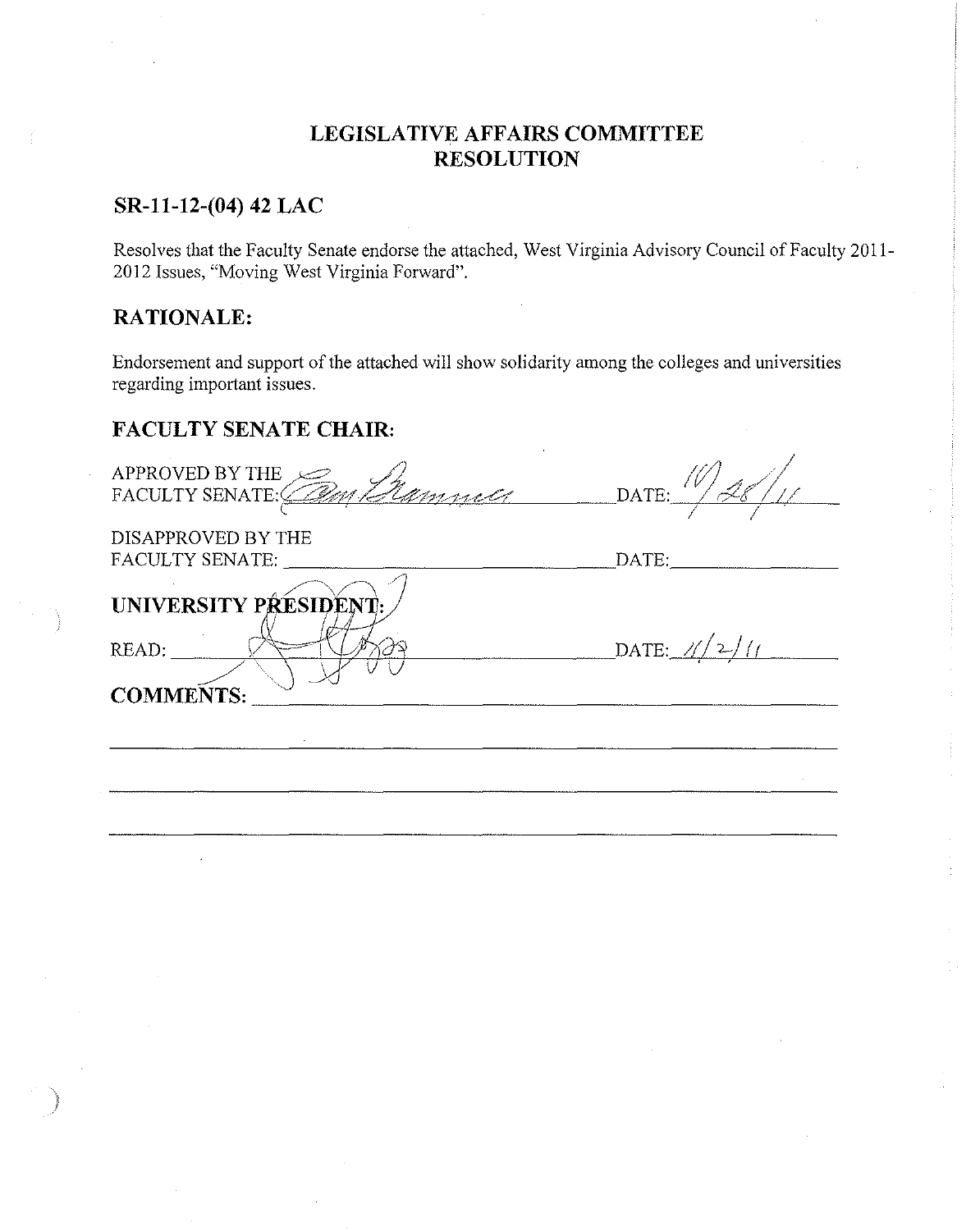# LEGISLATIVE AFFAIRS COMMITTEE RESOLUTION

## SR-11-12-(04) 42 LAC

Resolves that the Faculty Senate endorse the attached, West Virginia Advisory Council of Faculty 2011-2012 Issues, "Moving West Virginia Forward".

## RATIONALE:

Endorsement and support of the attached will show solidarity among the colleges and universities regarding important issues.

## FACULTY SENATE CHAIR:

APPROVED BY THE FACULTY SENATE: *Pam Brammer* DATE: *10/28/11*

DISAPPROVED BY THE FACULTY SENATE: ______________________ DATE: ______________

## UNIVERSITY PRESIDENT:

READ: *[signature]* DATE: *11/2/11*

## COMMENTS: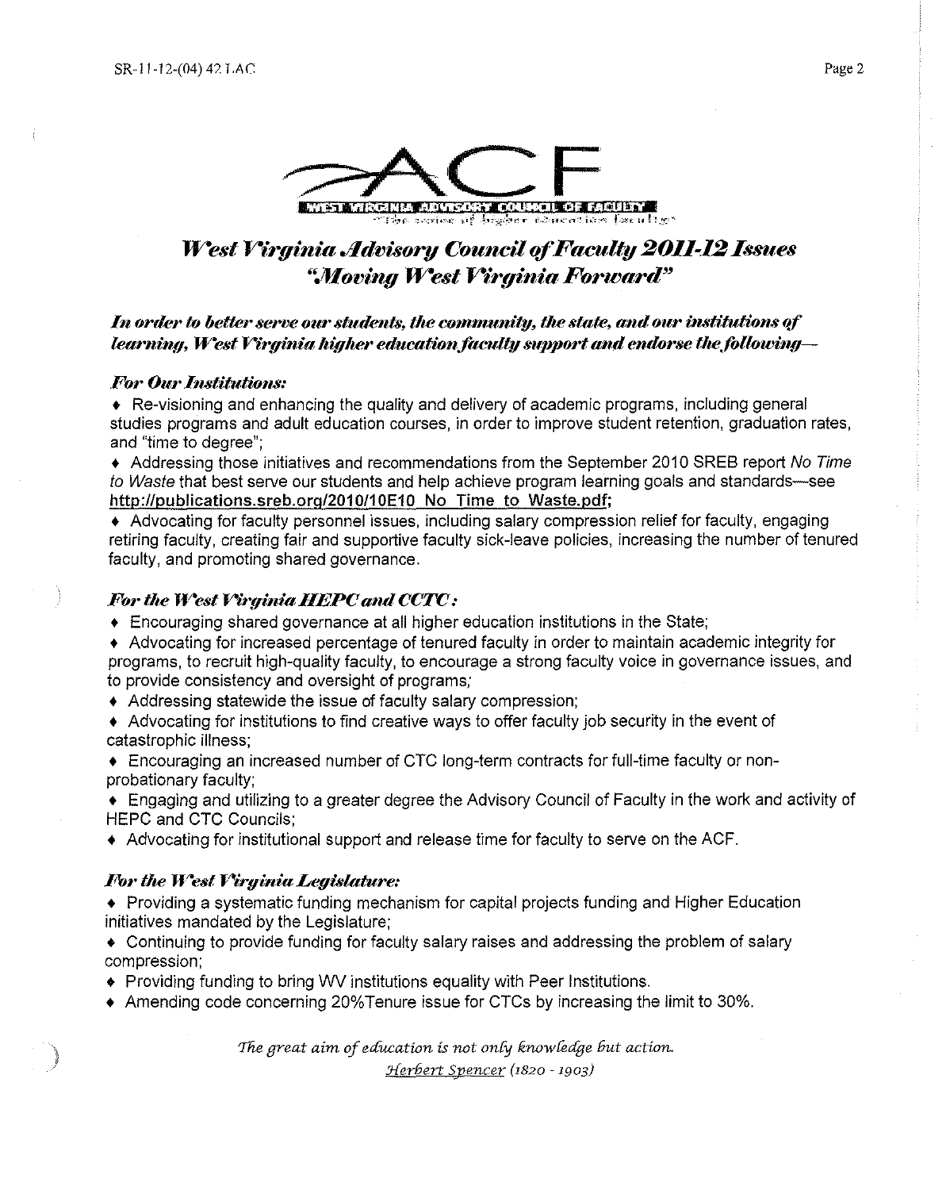ACF

WEST VIRGINIA ADVISORY COUNCIL OF FACULTY

"the voice of higher education faculty"

# West Virginia Advisory Council of Faculty 2011-12 Issues
## "Moving West Virginia Forward"

***In order to better serve our students, the community, the state, and our institutions of learning, West Virginia higher education faculty support and endorse the following—***

### *For Our Institutions:*

- Re-visioning and enhancing the quality and delivery of academic programs, including general studies programs and adult education courses, in order to improve student retention, graduation rates, and "time to degree";
- Addressing those initiatives and recommendations from the September 2010 SREB report *No Time to Waste* that best serve our students and help achieve program learning goals and standards—see **http://publications.sreb.org/2010/10E10_No_Time_to_Waste.pdf;**
- Advocating for faculty personnel issues, including salary compression relief for faculty, engaging retiring faculty, creating fair and supportive faculty sick-leave policies, increasing the number of tenured faculty, and promoting shared governance.

### *For the West Virginia HEPC and CCTC:*

- Encouraging shared governance at all higher education institutions in the State;
- Advocating for increased percentage of tenured faculty in order to maintain academic integrity for programs, to recruit high-quality faculty, to encourage a strong faculty voice in governance issues, and to provide consistency and oversight of programs;
- Addressing statewide the issue of faculty salary compression;
- Advocating for institutions to find creative ways to offer faculty job security in the event of catastrophic illness;
- Encouraging an increased number of CTC long-term contracts for full-time faculty or non-probationary faculty;
- Engaging and utilizing to a greater degree the Advisory Council of Faculty in the work and activity of HEPC and CTC Councils;
- Advocating for institutional support and release time for faculty to serve on the ACF.

### *For the West Virginia Legislature:*

- Providing a systematic funding mechanism for capital projects funding and Higher Education initiatives mandated by the Legislature;
- Continuing to provide funding for faculty salary raises and addressing the problem of salary compression;
- Providing funding to bring WV institutions equality with Peer Institutions.
- Amending code concerning 20%Tenure issue for CTCs by increasing the limit to 30%.

*The great aim of education is not only knowledge but action.*
*Herbert Spencer (1820 - 1903)*